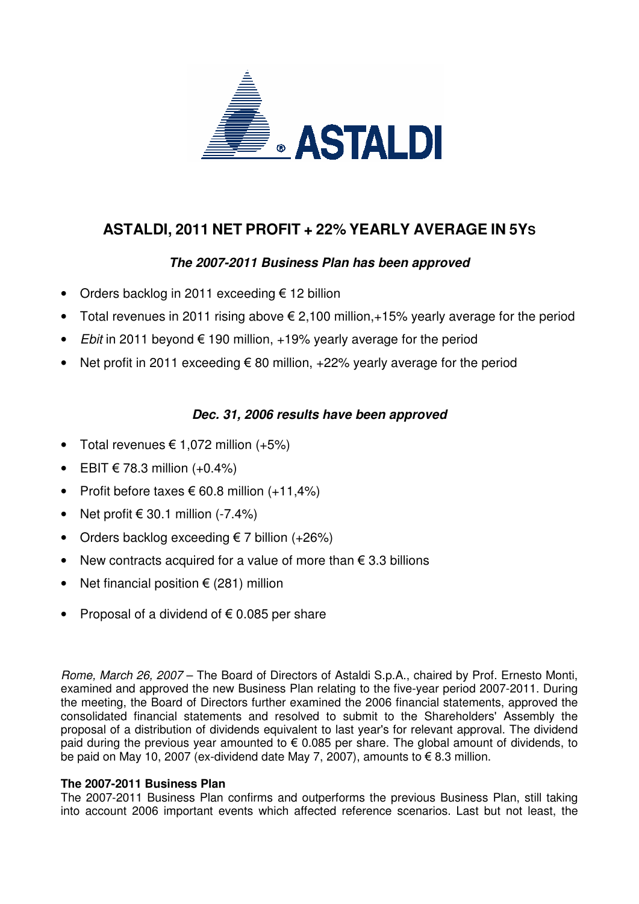# ASTALDI, 2011 NET PROFIT + 22% YEARLY AVERAGE IN 5YS

### *The 2007-2011 Business Plan has been approved*

- Orders backlog in 2011 exceeding € 12 billion
- Total revenues in 2011 rising above € 2,100 million,+15% yearly average for the period
- *Ebit* in 2011 beyond € 190 million, +19% yearly average for the period
- Net profit in 2011 exceeding € 80 million, +22% yearly average for the period

### *Dec. 31, 2006 results have been approved*

- Total revenues € 1,072 million (+5%)
- EBIT € 78.3 million (+0.4%)
- Profit before taxes € 60.8 million (+11,4%)
- Net profit € 30.1 million (-7.4%)
- Orders backlog exceeding € 7 billion (+26%)
- New contracts acquired for a value of more than € 3.3 billions
- Net financial position € (281) million
- Proposal of a dividend of € 0.085 per share

*Rome, March 26, 2007* – The Board of Directors of Astaldi S.p.A., chaired by Prof. Ernesto Monti, examined and approved the new Business Plan relating to the five-year period 2007-2011. During the meeting, the Board of Directors further examined the 2006 financial statements, approved the consolidated financial statements and resolved to submit to the Shareholders' Assembly the proposal of a distribution of dividends equivalent to last year's for relevant approval. The dividend paid during the previous year amounted to € 0.085 per share. The global amount of dividends, to be paid on May 10, 2007 (ex-dividend date May 7, 2007), amounts to € 8.3 million.

**The 2007-2011 Business Plan**

The 2007-2011 Business Plan confirms and outperforms the previous Business Plan, still taking into account 2006 important events which affected reference scenarios. Last but not least, the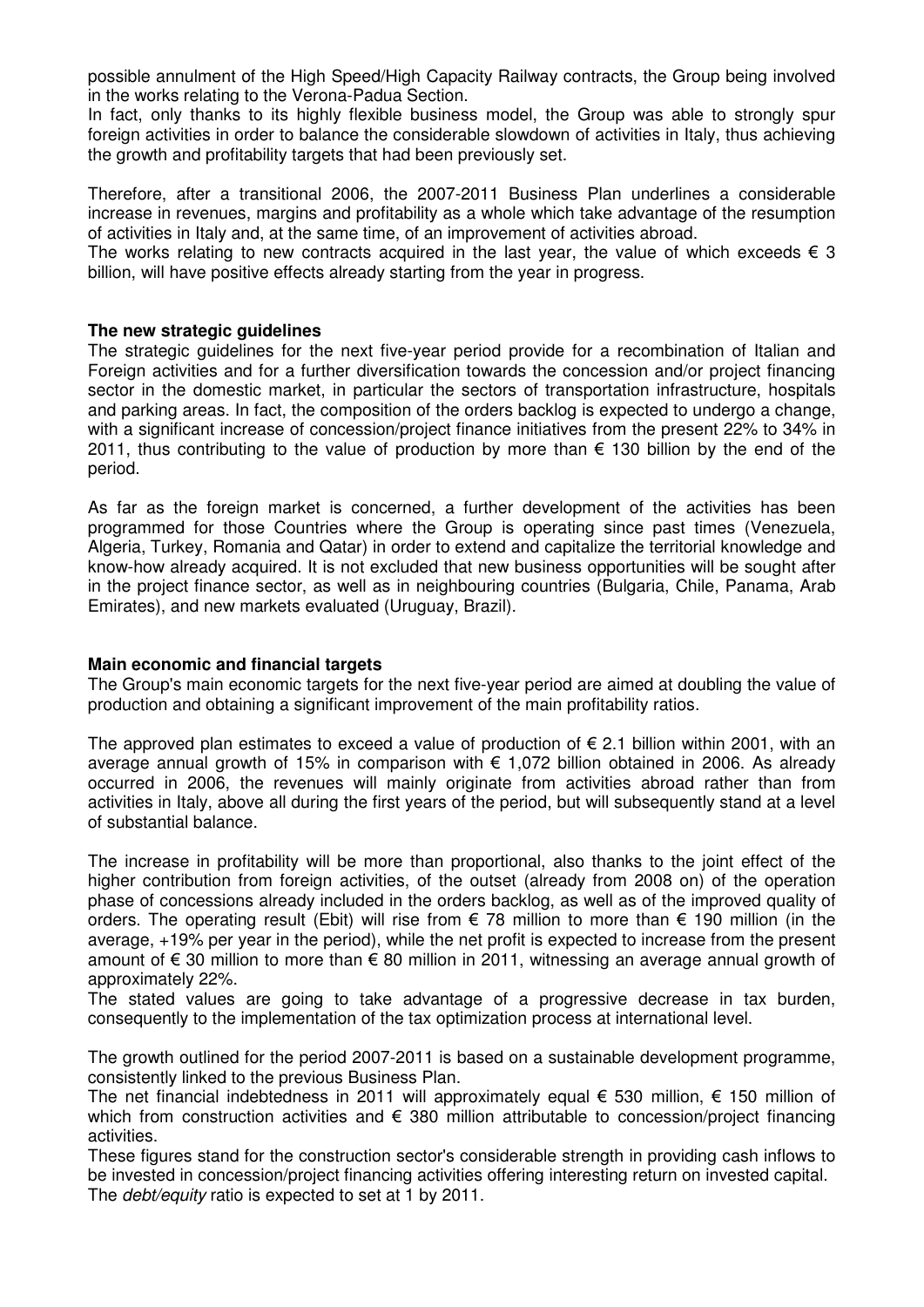possible annulment of the High Speed/High Capacity Railway contracts, the Group being involved in the works relating to the Verona-Padua Section.

In fact, only thanks to its highly flexible business model, the Group was able to strongly spur foreign activities in order to balance the considerable slowdown of activities in Italy, thus achieving the growth and profitability targets that had been previously set.

Therefore, after a transitional 2006, the 2007-2011 Business Plan underlines a considerable increase in revenues, margins and profitability as a whole which take advantage of the resumption of activities in Italy and, at the same time, of an improvement of activities abroad.

The works relating to new contracts acquired in the last year, the value of which exceeds € 3 billion, will have positive effects already starting from the year in progress.

**The new strategic guidelines**

The strategic guidelines for the next five-year period provide for a recombination of Italian and Foreign activities and for a further diversification towards the concession and/or project financing sector in the domestic market, in particular the sectors of transportation infrastructure, hospitals and parking areas. In fact, the composition of the orders backlog is expected to undergo a change, with a significant increase of concession/project finance initiatives from the present 22% to 34% in 2011, thus contributing to the value of production by more than € 130 billion by the end of the period.

As far as the foreign market is concerned, a further development of the activities has been programmed for those Countries where the Group is operating since past times (Venezuela, Algeria, Turkey, Romania and Qatar) in order to extend and capitalize the territorial knowledge and know-how already acquired. It is not excluded that new business opportunities will be sought after in the project finance sector, as well as in neighbouring countries (Bulgaria, Chile, Panama, Arab Emirates), and new markets evaluated (Uruguay, Brazil).

**Main economic and financial targets**

The Group's main economic targets for the next five-year period are aimed at doubling the value of production and obtaining a significant improvement of the main profitability ratios.

The approved plan estimates to exceed a value of production of € 2.1 billion within 2001, with an average annual growth of 15% in comparison with € 1,072 billion obtained in 2006. As already occurred in 2006, the revenues will mainly originate from activities abroad rather than from activities in Italy, above all during the first years of the period, but will subsequently stand at a level of substantial balance.

The increase in profitability will be more than proportional, also thanks to the joint effect of the higher contribution from foreign activities, of the outset (already from 2008 on) of the operation phase of concessions already included in the orders backlog, as well as of the improved quality of orders. The operating result (Ebit) will rise from € 78 million to more than € 190 million (in the average, +19% per year in the period), while the net profit is expected to increase from the present amount of € 30 million to more than € 80 million in 2011, witnessing an average annual growth of approximately 22%.

The stated values are going to take advantage of a progressive decrease in tax burden, consequently to the implementation of the tax optimization process at international level.

The growth outlined for the period 2007-2011 is based on a sustainable development programme, consistently linked to the previous Business Plan.

The net financial indebtedness in 2011 will approximately equal € 530 million, € 150 million of which from construction activities and € 380 million attributable to concession/project financing activities.

These figures stand for the construction sector's considerable strength in providing cash inflows to be invested in concession/project financing activities offering interesting return on invested capital.

The *debt/equity* ratio is expected to set at 1 by 2011.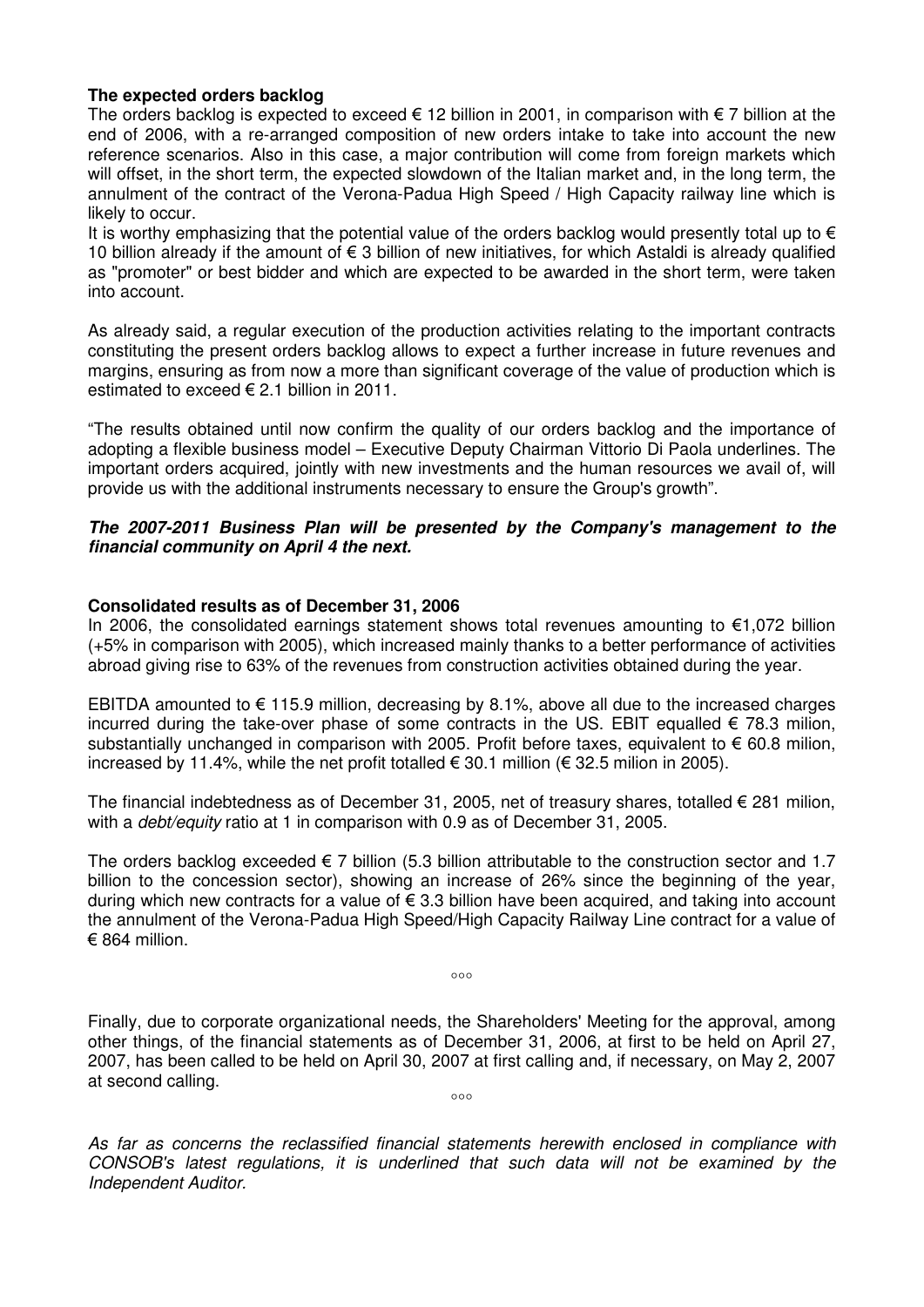**The expected orders backlog**

The orders backlog is expected to exceed € 12 billion in 2001, in comparison with € 7 billion at the end of 2006, with a re-arranged composition of new orders intake to take into account the new reference scenarios. Also in this case, a major contribution will come from foreign markets which will offset, in the short term, the expected slowdown of the Italian market and, in the long term, the annulment of the contract of the Verona-Padua High Speed / High Capacity railway line which is likely to occur.

It is worthy emphasizing that the potential value of the orders backlog would presently total up to € 10 billion already if the amount of € 3 billion of new initiatives, for which Astaldi is already qualified as "promoter" or best bidder and which are expected to be awarded in the short term, were taken into account.

As already said, a regular execution of the production activities relating to the important contracts constituting the present orders backlog allows to expect a further increase in future revenues and margins, ensuring as from now a more than significant coverage of the value of production which is estimated to exceed € 2.1 billion in 2011.

"The results obtained until now confirm the quality of our orders backlog and the importance of adopting a flexible business model – Executive Deputy Chairman Vittorio Di Paola underlines. The important orders acquired, jointly with new investments and the human resources we avail of, will provide us with the additional instruments necessary to ensure the Group's growth".

***The 2007-2011 Business Plan will be presented by the Company's management to the financial community on April 4 the next.***

**Consolidated results as of December 31, 2006**

In 2006, the consolidated earnings statement shows total revenues amounting to €1,072 billion (+5% in comparison with 2005), which increased mainly thanks to a better performance of activities abroad giving rise to 63% of the revenues from construction activities obtained during the year.

EBITDA amounted to € 115.9 million, decreasing by 8.1%, above all due to the increased charges incurred during the take-over phase of some contracts in the US. EBIT equalled € 78.3 milion, substantially unchanged in comparison with 2005. Profit before taxes, equivalent to € 60.8 milion, increased by 11.4%, while the net profit totalled € 30.1 million (€ 32.5 milion in 2005).

The financial indebtedness as of December 31, 2005, net of treasury shares, totalled € 281 milion, with a *debt/equity* ratio at 1 in comparison with 0.9 as of December 31, 2005.

The orders backlog exceeded € 7 billion (5.3 billion attributable to the construction sector and 1.7 billion to the concession sector), showing an increase of 26% since the beginning of the year, during which new contracts for a value of € 3.3 billion have been acquired, and taking into account the annulment of the Verona-Padua High Speed/High Capacity Railway Line contract for a value of € 864 million.

°°°

Finally, due to corporate organizational needs, the Shareholders' Meeting for the approval, among other things, of the financial statements as of December 31, 2006, at first to be held on April 27, 2007, has been called to be held on April 30, 2007 at first calling and, if necessary, on May 2, 2007 at second calling.

°°°

*As far as concerns the reclassified financial statements herewith enclosed in compliance with CONSOB's latest regulations, it is underlined that such data will not be examined by the Independent Auditor.*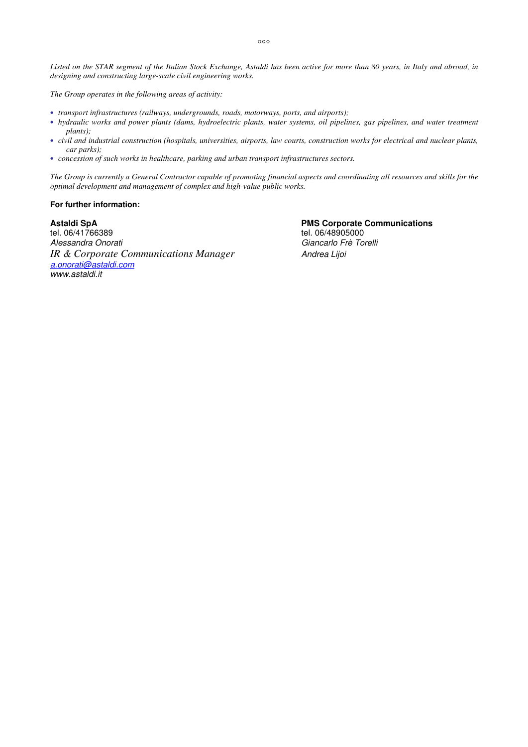°°°

*Listed on the STAR segment of the Italian Stock Exchange, Astaldi has been active for more than 80 years, in Italy and abroad, in designing and constructing large-scale civil engineering works.*

*The Group operates in the following areas of activity:*

- *transport infrastructures (railways, undergrounds, roads, motorways, ports, and airports);*
- *hydraulic works and power plants (dams, hydroelectric plants, water systems, oil pipelines, gas pipelines, and water treatment plants);*
- *civil and industrial construction (hospitals, universities, airports, law courts, construction works for electrical and nuclear plants, car parks);*
- *concession of such works in healthcare, parking and urban transport infrastructures sectors.*

*The Group is currently a General Contractor capable of promoting financial aspects and coordinating all resources and skills for the optimal development and management of complex and high-value public works.*

**For further information:**

**Astaldi SpA**
tel. 06/41766389
*Alessandra Onorati*
*IR & Corporate Communications Manager*
*a.onorati@astaldi.com*
*www.astaldi.it*

**PMS Corporate Communications**
tel. 06/48905000
*Giancarlo Frè Torelli*
*Andrea Lijoi*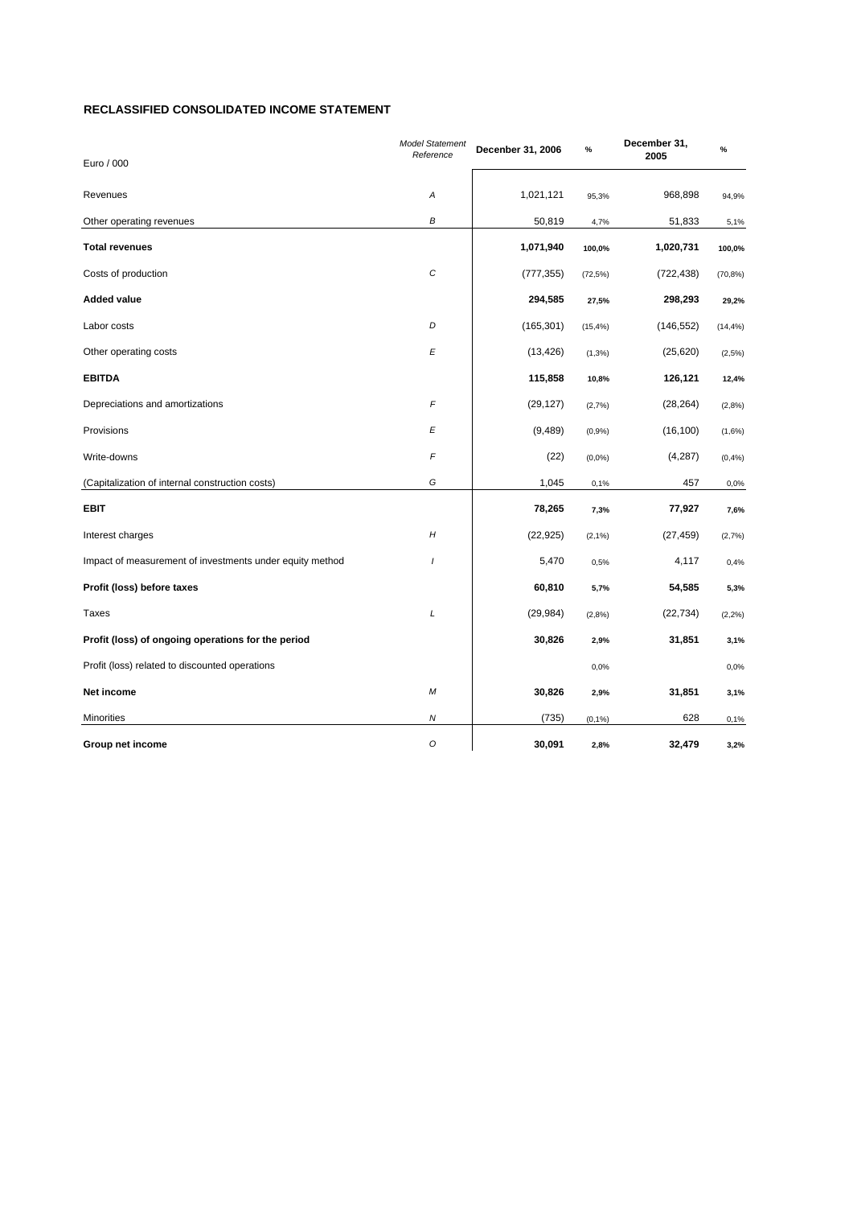## RECLASSIFIED CONSOLIDATED INCOME STATEMENT

| Euro / 000 | *Model Statement Reference* | Decenber 31, 2006 | % | December 31, 2005 | % |
|---|---|---|---|---|---|
| Revenues | *A* | 1,021,121 | 95,3% | 968,898 | 94,9% |
| Other operating revenues | *B* | 50,819 | 4,7% | 51,833 | 5,1% |
| **Total revenues** | | **1,071,940** | **100,0%** | **1,020,731** | **100,0%** |
| Costs of production | *C* | (777,355) | (72,5%) | (722,438) | (70,8%) |
| **Added value** | | **294,585** | **27,5%** | **298,293** | **29,2%** |
| Labor costs | *D* | (165,301) | (15,4%) | (146,552) | (14,4%) |
| Other operating costs | *E* | (13,426) | (1,3%) | (25,620) | (2,5%) |
| **EBITDA** | | **115,858** | **10,8%** | **126,121** | **12,4%** |
| Depreciations and amortizations | *F* | (29,127) | (2,7%) | (28,264) | (2,8%) |
| Provisions | *E* | (9,489) | (0,9%) | (16,100) | (1,6%) |
| Write-downs | *F* | (22) | (0,0%) | (4,287) | (0,4%) |
| (Capitalization of internal construction costs) | *G* | 1,045 | 0,1% | 457 | 0,0% |
| **EBIT** | | **78,265** | **7,3%** | **77,927** | **7,6%** |
| Interest charges | *H* | (22,925) | (2,1%) | (27,459) | (2,7%) |
| Impact of measurement of investments under equity method | *I* | 5,470 | 0,5% | 4,117 | 0,4% |
| **Profit (loss) before taxes** | | **60,810** | **5,7%** | **54,585** | **5,3%** |
| Taxes | *L* | (29,984) | (2,8%) | (22,734) | (2,2%) |
| **Profit (loss) of ongoing operations for the period** | | **30,826** | **2,9%** | **31,851** | **3,1%** |
| Profit (loss) related to discounted operations | | | 0,0% | | 0,0% |
| **Net income** | *M* | **30,826** | **2,9%** | **31,851** | **3,1%** |
| Minorities | *N* | (735) | (0,1%) | 628 | 0,1% |
| **Group net income** | *O* | **30,091** | **2,8%** | **32,479** | **3,2%** |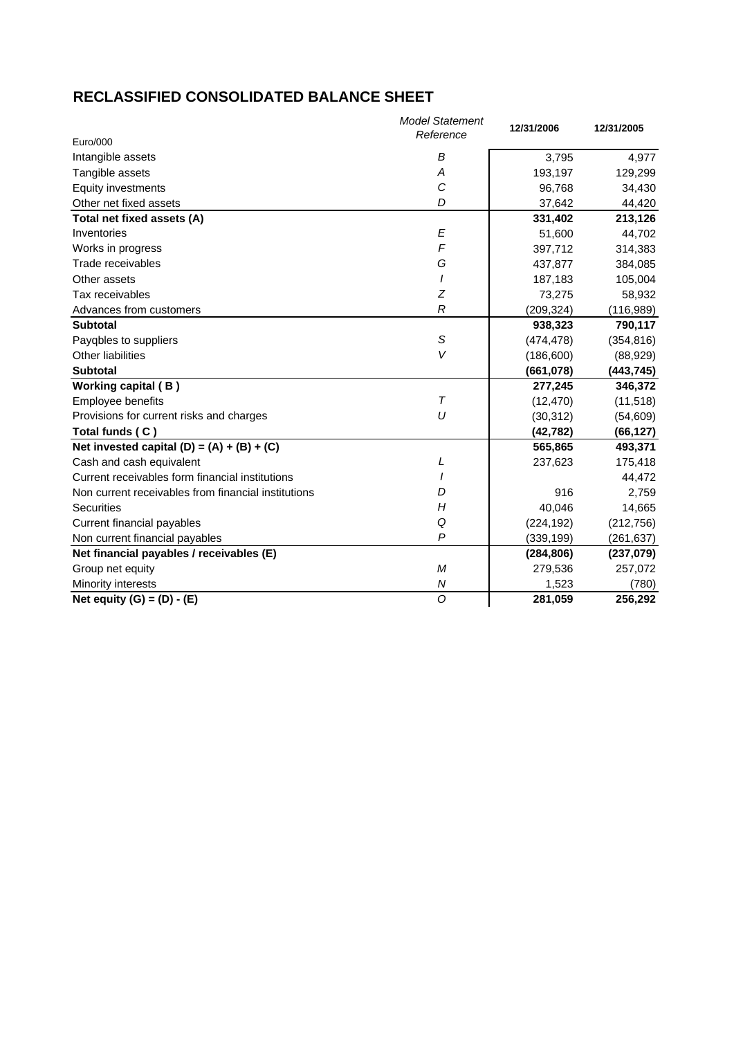## RECLASSIFIED CONSOLIDATED BALANCE SHEET

| Euro/000 | *Model Statement Reference* | 12/31/2006 | 12/31/2005 |
|---|---|---|---|
| Intangible assets | *B* | 3,795 | 4,977 |
| Tangible assets | *A* | 193,197 | 129,299 |
| Equity investments | *C* | 96,768 | 34,430 |
| Other net fixed assets | *D* | 37,642 | 44,420 |
| **Total net fixed assets (A)** | | **331,402** | **213,126** |
| Inventories | *E* | 51,600 | 44,702 |
| Works in progress | *F* | 397,712 | 314,383 |
| Trade receivables | *G* | 437,877 | 384,085 |
| Other assets | *I* | 187,183 | 105,004 |
| Tax receivables | *Z* | 73,275 | 58,932 |
| Advances from customers | *R* | (209,324) | (116,989) |
| **Subtotal** | | **938,323** | **790,117** |
| Payqbles to suppliers | *S* | (474,478) | (354,816) |
| Other liabilities | *V* | (186,600) | (88,929) |
| **Subtotal** | | **(661,078)** | **(443,745)** |
| **Working capital ( B )** | | **277,245** | **346,372** |
| Employee benefits | *T* | (12,470) | (11,518) |
| Provisions for current risks and charges | *U* | (30,312) | (54,609) |
| **Total funds ( C )** | | **(42,782)** | **(66,127)** |
| **Net invested capital (D) = (A) + (B) + (C)** | | **565,865** | **493,371** |
| Cash and cash equivalent | *L* | 237,623 | 175,418 |
| Current receivables form financial institutions | *I* | | 44,472 |
| Non current receivables from financial institutions | *D* | 916 | 2,759 |
| Securities | *H* | 40,046 | 14,665 |
| Current financial payables | *Q* | (224,192) | (212,756) |
| Non current financial payables | *P* | (339,199) | (261,637) |
| **Net financial payables / receivables (E)** | | **(284,806)** | **(237,079)** |
| Group net equity | *M* | 279,536 | 257,072 |
| Minority interests | *N* | 1,523 | (780) |
| **Net equity (G) = (D) - (E)** | *O* | **281,059** | **256,292** |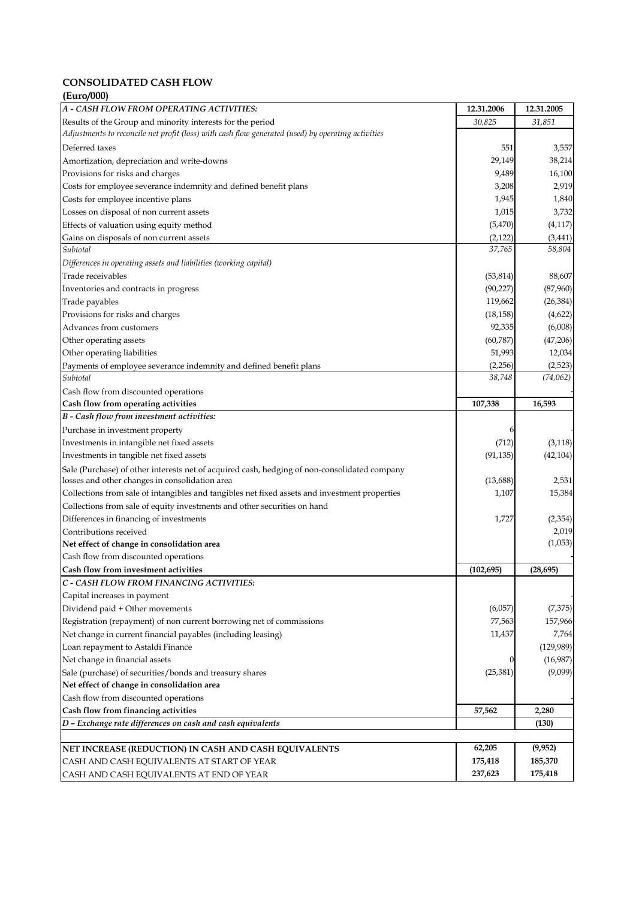## CONSOLIDATED CASH FLOW

**(Euro/000)**

| *A - CASH FLOW FROM OPERATING ACTIVITIES:* | 12.31.2006 | 12.31.2005 |
|---|---|---|
| Results of the Group and minority interests for the period | *30,825* | *31,851* |
| *Adjustments to reconcile net profit (loss) with cash flow generated (used) by operating activities* | | |
| Deferred taxes | 551 | 3,557 |
| Amortization, depreciation and write-downs | 29,149 | 38,214 |
| Provisions for risks and charges | 9,489 | 16,100 |
| Costs for employee severance indemnity and defined benefit plans | 3,208 | 2,919 |
| Costs for employee incentive plans | 1,945 | 1,840 |
| Losses on disposal of non current assets | 1,015 | 3,732 |
| Effects of valuation using equity method | (5,470) | (4,117) |
| Gains on disposals of non current assets | (2,122) | (3,441) |
| *Subtotal* | *37,765* | *58,804* |
| *Differences in operating assets and liabilities (working capital)* | | |
| Trade receivables | (53,814) | 88,607 |
| Inventories and contracts in progress | (90,227) | (87,960) |
| Trade payables | 119,662 | (26,384) |
| Provisions for risks and charges | (18,158) | (4,622) |
| Advances from customers | 92,335 | (6,008) |
| Other operating assets | (60,787) | (47,206) |
| Other operating liabilities | 51,993 | 12,034 |
| Payments of employee severance indemnity and defined benefit plans | (2,256) | (2,523) |
| *Subtotal* | *38,748* | *(74,062)* |
| Cash flow from discounted operations | | - |
| **Cash flow from operating activities** | **107,338** | **16,593** |
| ***B - Cash flow from investment activities:*** | | |
| Purchase in investment property | 6 | - |
| Investments in intangible net fixed assets | (712) | (3,118) |
| Investments in tangible net fixed assets | (91,135) | (42,104) |
| Sale (Purchase) of other interests net of acquired cash, hedging of non-consolidated company losses and other changes in consolidation area | (13,688) | 2,531 |
| Collections from sale of intangibles and tangibles net fixed assets and investment properties | 1,107 | 15,384 |
| Collections from sale of equity investments and other securities on hand | | |
| Differences in financing of investments | 1,727 | (2,354) |
| Contributions received | | 2,019 |
| **Net effect of change in consolidation area** | | (1,053) |
| Cash flow from discounted operations | | - |
| **Cash flow from investment activities** | **(102,695)** | **(28,695)** |
| *C - CASH FLOW FROM FINANCING ACTIVITIES:* | | |
| Capital increases in payment | | - |
| Dividend paid + Other movements | (6,057) | (7,375) |
| Registration (repayment) of non current borrowing net of commissions | 77,563 | 157,966 |
| Net change in current financial payables (including leasing) | 11,437 | 7,764 |
| Loan repayment to Astaldi Finance | | (129,989) |
| Net change in financial assets | 0 | (16,987) |
| Sale (purchase) of securities/bonds and treasury shares | (25,381) | (9,099) |
| **Net effect of change in consolidation area** | | |
| Cash flow from discounted operations | | - |
| **Cash flow from financing activities** | **57,562** | **2,280** |
| ***D – Exchange rate differences on cash and cash equivalents*** | | **(130)** |
| | | |
| **NET INCREASE (REDUCTION) IN CASH AND CASH EQUIVALENTS** | **62,205** | **(9,952)** |
| CASH AND CASH EQUIVALENTS AT START OF YEAR | **175,418** | **185,370** |
| CASH AND CASH EQUIVALENTS AT END OF YEAR | **237,623** | **175,418** |